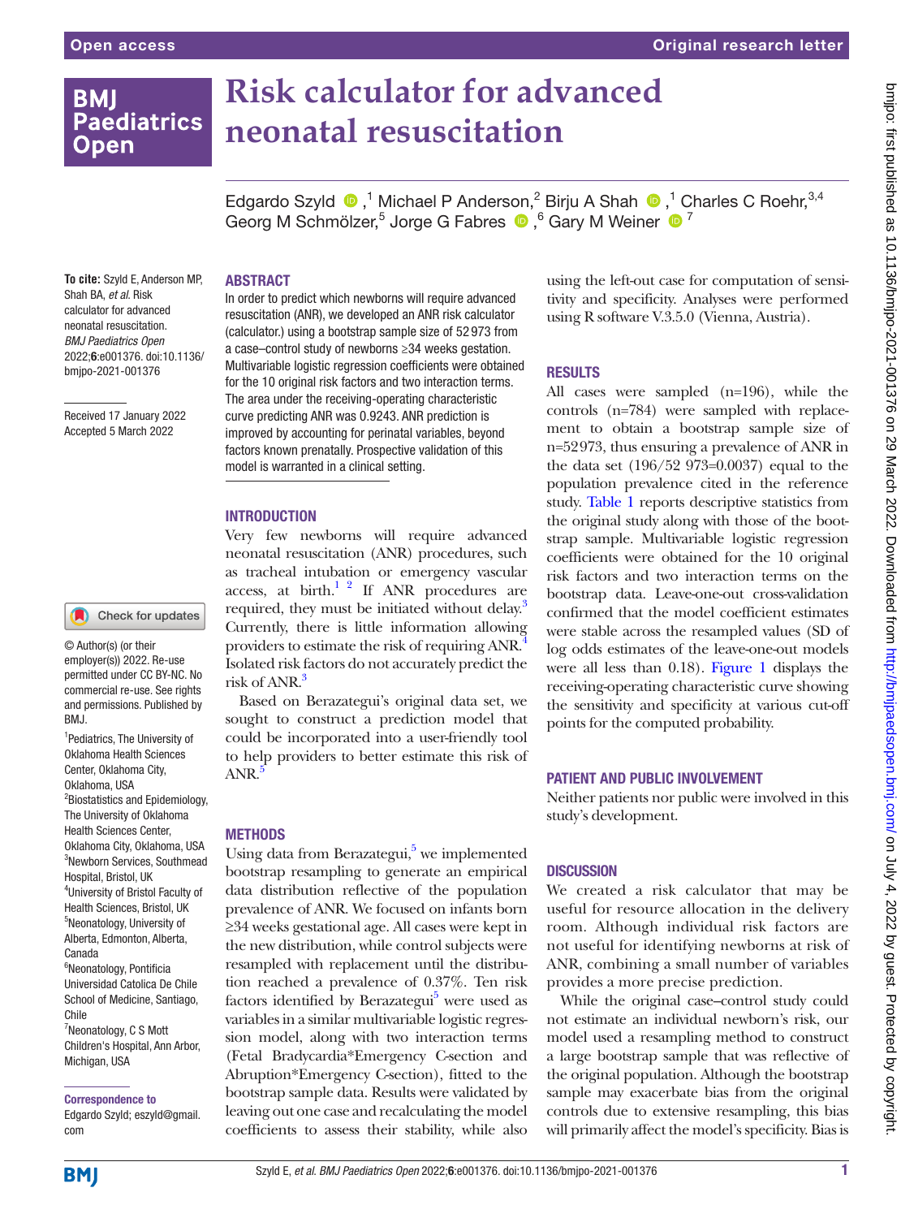Open access

Original research letter

# Risk calculator for advanced neonatal resuscitation

Edgardo Szyld, [1] Michael P Anderson, [2] Birju A Shah, [1] Charles C Roehr, [3,4] Georg M Schmölzer, [5] Jorge G Fabres, [6] Gary M Weiner [7]

**To cite:** Szyld E, Anderson MP, Shah BA, *et al*. Risk calculator for advanced neonatal resuscitation. *BMJ Paediatrics Open* 2022;**6**:e001376. doi:10.1136/bmjpo-2021-001376

Received 17 January 2022
Accepted 5 March 2022

© Author(s) (or their employer(s)) 2022. Re-use permitted under CC BY-NC. No commercial re-use. See rights and permissions. Published by BMJ.

[1]Pediatrics, The University of Oklahoma Health Sciences Center, Oklahoma City, Oklahoma, USA
[2]Biostatistics and Epidemiology, The University of Oklahoma Health Sciences Center, Oklahoma City, Oklahoma, USA
[3]Newborn Services, Southmead Hospital, Bristol, UK
[4]University of Bristol Faculty of Health Sciences, Bristol, UK
[5]Neonatology, University of Alberta, Edmonton, Alberta, Canada
[6]Neonatology, Pontificia Universidad Catolica De Chile School of Medicine, Santiago, Chile
[7]Neonatology, C S Mott Children's Hospital, Ann Arbor, Michigan, USA

**Correspondence to**
Edgardo Szyld; eszyld@gmail.com

## ABSTRACT

In order to predict which newborns will require advanced resuscitation (ANR), we developed an ANR risk calculator (calculator.) using a bootstrap sample size of 52 973 from a case–control study of newborns ≥34 weeks gestation. Multivariable logistic regression coefficients were obtained for the 10 original risk factors and two interaction terms. The area under the receiving-operating characteristic curve predicting ANR was 0.9243. ANR prediction is improved by accounting for perinatal variables, beyond factors known prenatally. Prospective validation of this model is warranted in a clinical setting.

## INTRODUCTION

Very few newborns will require advanced neonatal resuscitation (ANR) procedures, such as tracheal intubation or emergency vascular access, at birth.[1 2] If ANR procedures are required, they must be initiated without delay.[3] Currently, there is little information allowing providers to estimate the risk of requiring ANR.[4] Isolated risk factors do not accurately predict the risk of ANR.[3]

Based on Berazategui's original data set, we sought to construct a prediction model that could be incorporated into a user-friendly tool to help providers to better estimate this risk of ANR.[5]

## METHODS

Using data from Berazategui,[5] we implemented bootstrap resampling to generate an empirical data distribution reflective of the population prevalence of ANR. We focused on infants born ≥34 weeks gestational age. All cases were kept in the new distribution, while control subjects were resampled with replacement until the distribution reached a prevalence of 0.37%. Ten risk factors identified by Berazategui[5] were used as variables in a similar multivariable logistic regression model, along with two interaction terms (Fetal Bradycardia*Emergency C-section and Abruption*Emergency C-section), fitted to the bootstrap sample data. Results were validated by leaving out one case and recalculating the model coefficients to assess their stability, while also using the left-out case for computation of sensitivity and specificity. Analyses were performed using R software V.3.5.0 (Vienna, Austria).

## RESULTS

All cases were sampled (n=196), while the controls (n=784) were sampled with replacement to obtain a bootstrap sample size of n=52 973, thus ensuring a prevalence of ANR in the data set (196/52 973=0.0037) equal to the population prevalence cited in the reference study. Table 1 reports descriptive statistics from the original study along with those of the bootstrap sample. Multivariable logistic regression coefficients were obtained for the 10 original risk factors and two interaction terms on the bootstrap data. Leave-one-out cross-validation confirmed that the model coefficient estimates were stable across the resampled values (SD of log odds estimates of the leave-one-out models were all less than 0.18). Figure 1 displays the receiving-operating characteristic curve showing the sensitivity and specificity at various cut-off points for the computed probability.

## PATIENT AND PUBLIC INVOLVEMENT

Neither patients nor public were involved in this study's development.

## DISCUSSION

We created a risk calculator that may be useful for resource allocation in the delivery room. Although individual risk factors are not useful for identifying newborns at risk of ANR, combining a small number of variables provides a more precise prediction.

While the original case–control study could not estimate an individual newborn's risk, our model used a resampling method to construct a large bootstrap sample that was reflective of the original population. Although the bootstrap sample may exacerbate bias from the original controls due to extensive resampling, this bias will primarily affect the model's specificity. Bias is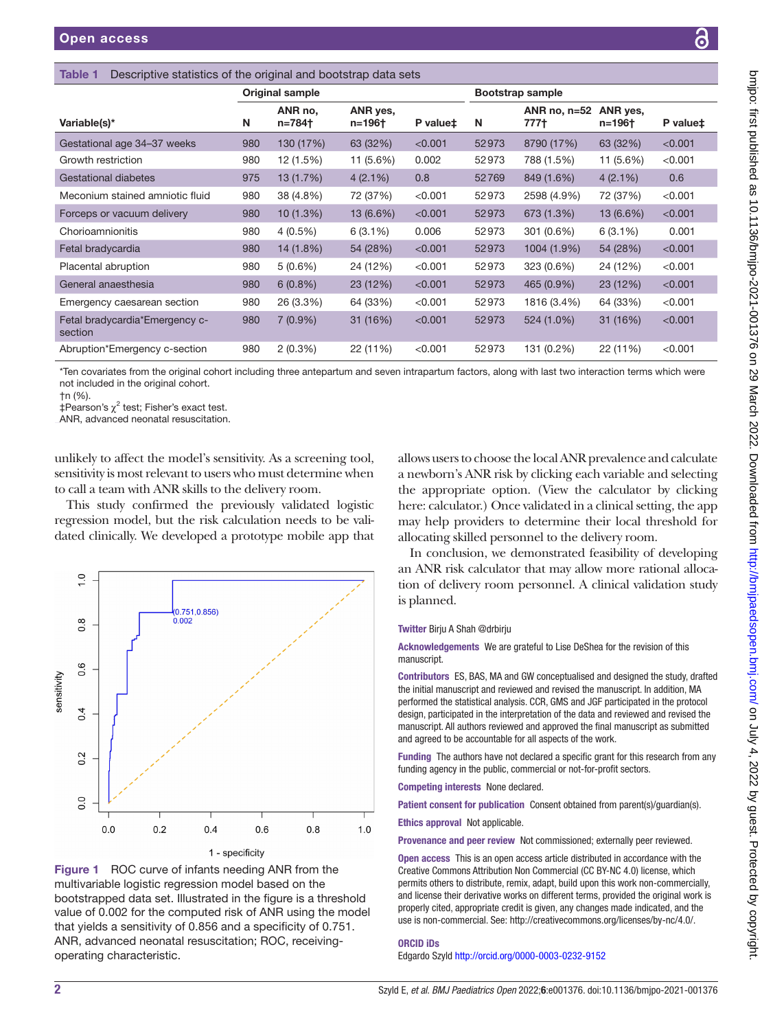**Table 1** Descriptive statistics of the original and bootstrap data sets

| | Original sample | | | | Bootstrap sample | | | |
|---|---|---|---|---|---|---|---|---|
| Variable(s)* | N | ANR no, n=784† | ANR yes, n=196† | P value‡ | N | ANR no, n=52 777† | ANR yes, n=196† | P value‡ |
| Gestational age 34–37 weeks | 980 | 130 (17%) | 63 (32%) | <0.001 | 52973 | 8790 (17%) | 63 (32%) | <0.001 |
| Growth restriction | 980 | 12 (1.5%) | 11 (5.6%) | 0.002 | 52973 | 788 (1.5%) | 11 (5.6%) | <0.001 |
| Gestational diabetes | 975 | 13 (1.7%) | 4 (2.1%) | 0.8 | 52769 | 849 (1.6%) | 4 (2.1%) | 0.6 |
| Meconium stained amniotic fluid | 980 | 38 (4.8%) | 72 (37%) | <0.001 | 52973 | 2598 (4.9%) | 72 (37%) | <0.001 |
| Forceps or vacuum delivery | 980 | 10 (1.3%) | 13 (6.6%) | <0.001 | 52973 | 673 (1.3%) | 13 (6.6%) | <0.001 |
| Chorioamnionitis | 980 | 4 (0.5%) | 6 (3.1%) | 0.006 | 52973 | 301 (0.6%) | 6 (3.1%) | 0.001 |
| Fetal bradycardia | 980 | 14 (1.8%) | 54 (28%) | <0.001 | 52973 | 1004 (1.9%) | 54 (28%) | <0.001 |
| Placental abruption | 980 | 5 (0.6%) | 24 (12%) | <0.001 | 52973 | 323 (0.6%) | 24 (12%) | <0.001 |
| General anaesthesia | 980 | 6 (0.8%) | 23 (12%) | <0.001 | 52973 | 465 (0.9%) | 23 (12%) | <0.001 |
| Emergency caesarean section | 980 | 26 (3.3%) | 64 (33%) | <0.001 | 52973 | 1816 (3.4%) | 64 (33%) | <0.001 |
| Fetal bradycardia*Emergency c-section | 980 | 7 (0.9%) | 31 (16%) | <0.001 | 52973 | 524 (1.0%) | 31 (16%) | <0.001 |
| Abruption*Emergency c-section | 980 | 2 (0.3%) | 22 (11%) | <0.001 | 52973 | 131 (0.2%) | 22 (11%) | <0.001 |

*Ten covariates from the original cohort including three antepartum and seven intrapartum factors, along with last two interaction terms which were not included in the original cohort.
†n (%).
‡Pearson's $\chi^2$ test; Fisher's exact test.
ANR, advanced neonatal resuscitation.

unlikely to affect the model's sensitivity. As a screening tool, sensitivity is most relevant to users who must determine when to call a team with ANR skills to the delivery room.

This study confirmed the previously validated logistic regression model, but the risk calculation needs to be validated clinically. We developed a prototype mobile app that allows users to choose the local ANR prevalence and calculate a newborn's ANR risk by clicking each variable and selecting the appropriate option. (View the calculator by clicking here: calculator.) Once validated in a clinical setting, the app may help providers to determine their local threshold for allocating skilled personnel to the delivery room.

In conclusion, we demonstrated feasibility of developing an ANR risk calculator that may allow more rational allocation of delivery room personnel. A clinical validation study is planned.

**Figure 1** ROC curve of infants needing ANR from the multivariable logistic regression model based on the bootstrapped data set. Illustrated in the figure is a threshold value of 0.002 for the computed risk of ANR using the model that yields a sensitivity of 0.856 and a specificity of 0.751. ANR, advanced neonatal resuscitation; ROC, receiving-operating characteristic.

**Twitter** Birju A Shah @drbirju

**Acknowledgements** We are grateful to Lise DeShea for the revision of this manuscript.

**Contributors** ES, BAS, MA and GW conceptualised and designed the study, drafted the initial manuscript and reviewed and revised the manuscript. In addition, MA performed the statistical analysis. CCR, GMS and JGF participated in the protocol design, participated in the interpretation of the data and reviewed and revised the manuscript. All authors reviewed and approved the final manuscript as submitted and agreed to be accountable for all aspects of the work.

**Funding** The authors have not declared a specific grant for this research from any funding agency in the public, commercial or not-for-profit sectors.

**Competing interests** None declared.

**Patient consent for publication** Consent obtained from parent(s)/guardian(s).

**Ethics approval** Not applicable.

**Provenance and peer review** Not commissioned; externally peer reviewed.

**Open access** This is an open access article distributed in accordance with the Creative Commons Attribution Non Commercial (CC BY-NC 4.0) license, which permits others to distribute, remix, adapt, build upon this work non-commercially, and license their derivative works on different terms, provided the original work is properly cited, appropriate credit is given, any changes made indicated, and the use is non-commercial. See: http://creativecommons.org/licenses/by-nc/4.0/.

**ORCID iDs**
Edgardo Szyld http://orcid.org/0000-0003-0232-9152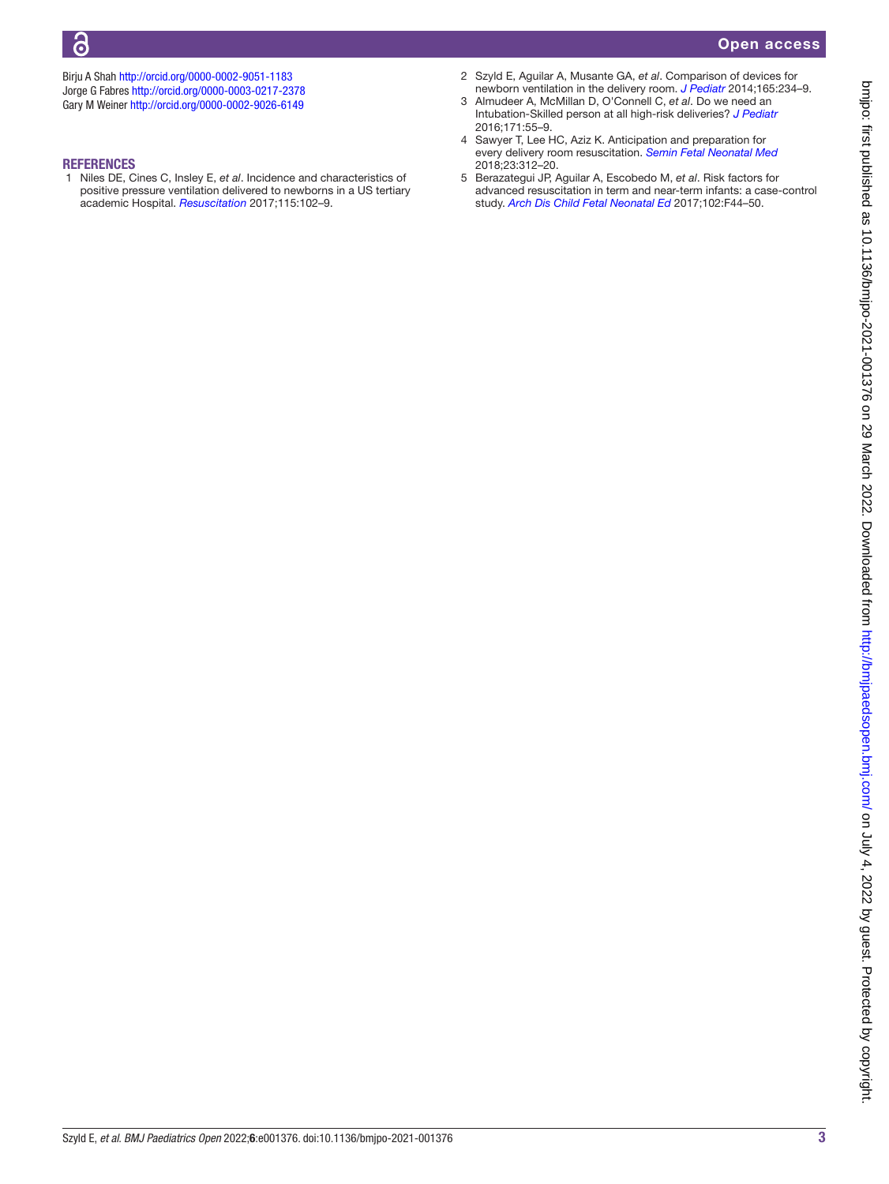Birju A Shah http://orcid.org/0000-0002-9051-1183
Jorge G Fabres http://orcid.org/0000-0003-0217-2378
Gary M Weiner http://orcid.org/0000-0002-9026-6149

## REFERENCES

1. Niles DE, Cines C, Insley E, *et al*. Incidence and characteristics of positive pressure ventilation delivered to newborns in a US tertiary academic Hospital. *Resuscitation* 2017;115:102–9.
2. Szyld E, Aguilar A, Musante GA, *et al*. Comparison of devices for newborn ventilation in the delivery room. *J Pediatr* 2014;165:234–9.
3. Almudeer A, McMillan D, O'Connell C, *et al*. Do we need an Intubation-Skilled person at all high-risk deliveries? *J Pediatr* 2016;171:55–9.
4. Sawyer T, Lee HC, Aziz K. Anticipation and preparation for every delivery room resuscitation. *Semin Fetal Neonatal Med* 2018;23:312–20.
5. Berazategui JP, Aguilar A, Escobedo M, *et al*. Risk factors for advanced resuscitation in term and near-term infants: a case-control study. *Arch Dis Child Fetal Neonatal Ed* 2017;102:F44–50.